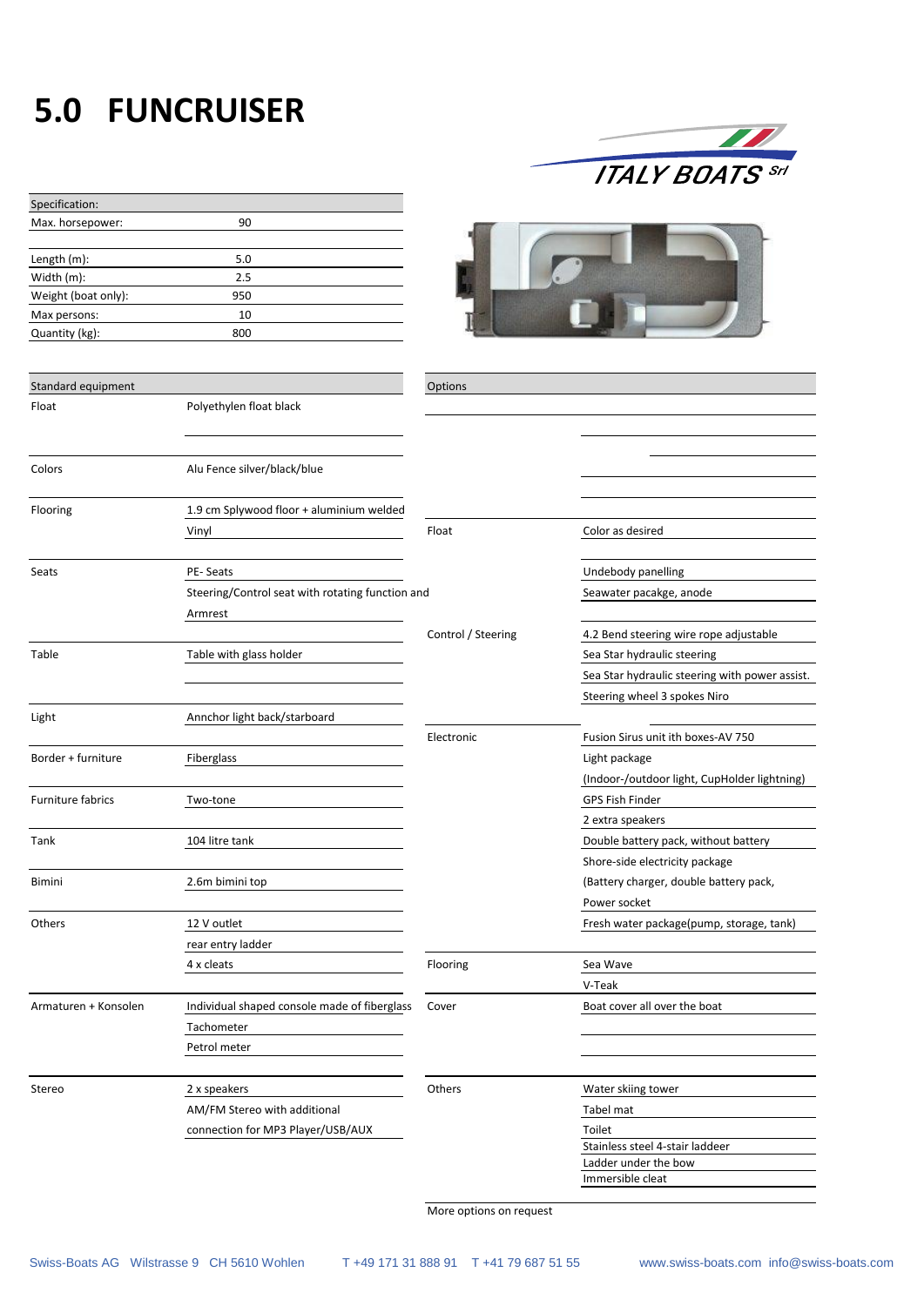# 5.0 FUNCRUISER

ITALY BOATS Srl

| Specification: | |
|---|---|
| Max. horsepower: | 90 |
| | |
| Length (m): | 5.0 |
| Width (m): | 2.5 |
| Weight (boat only): | 950 |
| Max persons: | 10 |
| Quantity (kg): | 800 |

| Standard equipment | |
|---|---|
| Float | Polyethylen float black |
| Colors | Alu Fence silver/black/blue |
| Flooring | 1.9 cm Splywood floor + aluminium welded |
| | Vinyl |
| Seats | PE- Seats |
| | Steering/Control seat with rotating function and |
| | Armrest |
| Table | Table with glass holder |
| Light | Annchor light back/starboard |
| Border + furniture | Fiberglass |
| Furniture fabrics | Two-tone |
| Tank | 104 litre tank |
| Bimini | 2.6m bimini top |
| Others | 12 V outlet |
| | rear entry ladder |
| | 4 x cleats |
| Armaturen + Konsolen | Individual shaped console made of fiberglass |
| | Tachometer |
| | Petrol meter |
| Stereo | 2 x speakers |
| | AM/FM Stereo with additional |
| | connection for MP3 Player/USB/AUX |

| Options | |
|---|---|
| Float | Color as desired |
| | Undebody panelling |
| | Seawater pacakge, anode |
| Control / Steering | 4.2 Bend steering wire rope adjustable |
| | Sea Star hydraulic steering |
| | Sea Star hydraulic steering with power assist. |
| | Steering wheel 3 spokes Niro |
| Electronic | Fusion Sirus unit ith boxes-AV 750 |
| | Light package |
| | (Indoor-/outdoor light, CupHolder lightning) |
| | GPS Fish Finder |
| | 2 extra speakers |
| | Double battery pack, without battery |
| | Shore-side electricity package |
| | (Battery charger, double battery pack, |
| | Power socket |
| | Fresh water package(pump, storage, tank) |
| Flooring | Sea Wave |
| | V-Teak |
| Cover | Boat cover all over the boat |
| Others | Water skiing tower |
| | Tabel mat |
| | Toilet |
| | Stainless steel 4-stair laddeer |
| | Ladder under the bow |
| | Immersible cleat |

More options on request

Swiss-Boats AG Wilstrasse 9 CH 5610 Wohlen T +49 171 31 888 91 T +41 79 687 51 55 www.swiss-boats.com info@swiss-boats.com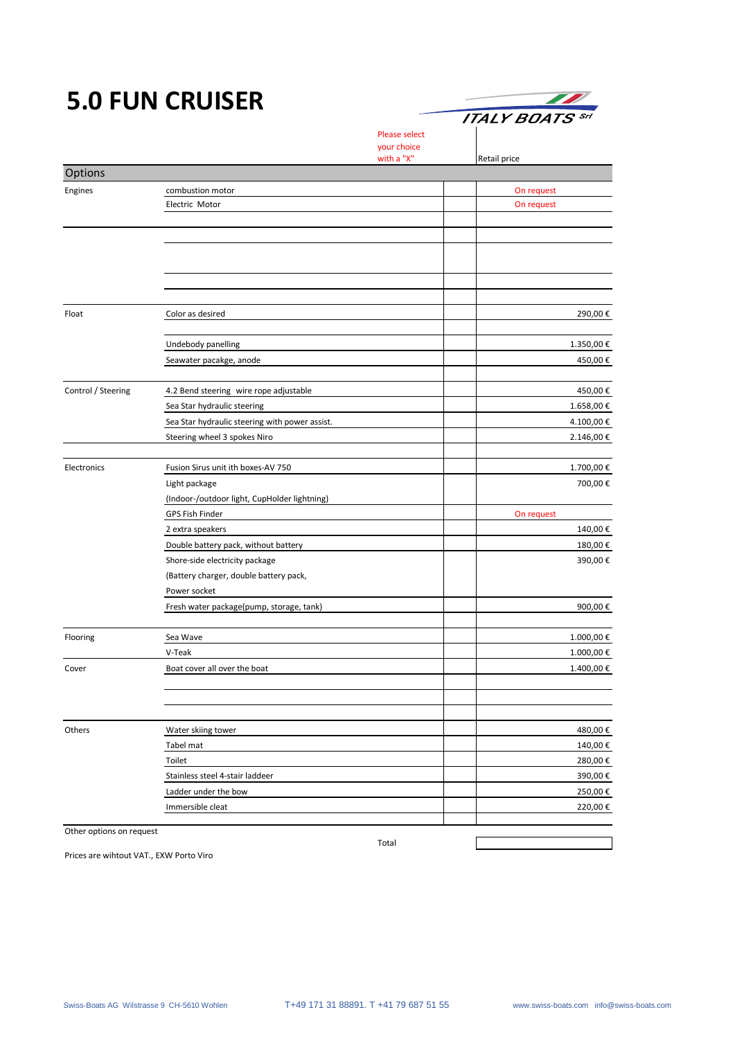# 5.0 FUN CRUISER

ITALY BOATS Srl

| Options | | Please select your choice with a "X" | Retail price |
|---|---|---|---|
| Engines | combustion motor | | On request |
| | Electric Motor | | On request |
| | | | |
| | | | |
| | | | |
| | | | |
| Float | Color as desired | | 290,00 € |
| | | | |
| | Undebody panelling | | 1.350,00 € |
| | Seawater pacakge, anode | | 450,00 € |
| | | | |
| Control / Steering | 4.2 Bend steering wire rope adjustable | | 450,00 € |
| | Sea Star hydraulic steering | | 1.658,00 € |
| | Sea Star hydraulic steering with power assist. | | 4.100,00 € |
| | Steering wheel 3 spokes Niro | | 2.146,00 € |
| | | | |
| Electronics | Fusion Sirus unit ith boxes-AV 750 | | 1.700,00 € |
| | Light package (Indoor-/outdoor light, CupHolder lightning) | | 700,00 € |
| | GPS Fish Finder | | On request |
| | 2 extra speakers | | 140,00 € |
| | Double battery pack, without battery | | 180,00 € |
| | Shore-side electricity package (Battery charger, double battery pack, Power socket | | 390,00 € |
| | Fresh water package(pump, storage, tank) | | 900,00 € |
| | | | |
| Flooring | Sea Wave | | 1.000,00 € |
| | V-Teak | | 1.000,00 € |
| Cover | Boat cover all over the boat | | 1.400,00 € |
| | | | |
| | | | |
| Others | Water skiing tower | | 480,00 € |
| | Tabel mat | | 140,00 € |
| | Toilet | | 280,00 € |
| | Stainless steel 4-stair laddeer | | 390,00 € |
| | Ladder under the bow | | 250,00 € |
| | Immersible cleat | | 220,00 € |
| | | | |

Other options on request

Total

Prices are wihtout VAT., EXW Porto Viro

Swiss-Boats AG Wilstrasse 9 CH-5610 Wohlen T+49 171 31 88891. T +41 79 687 51 55 www.swiss-boats.com info@swiss-boats.com